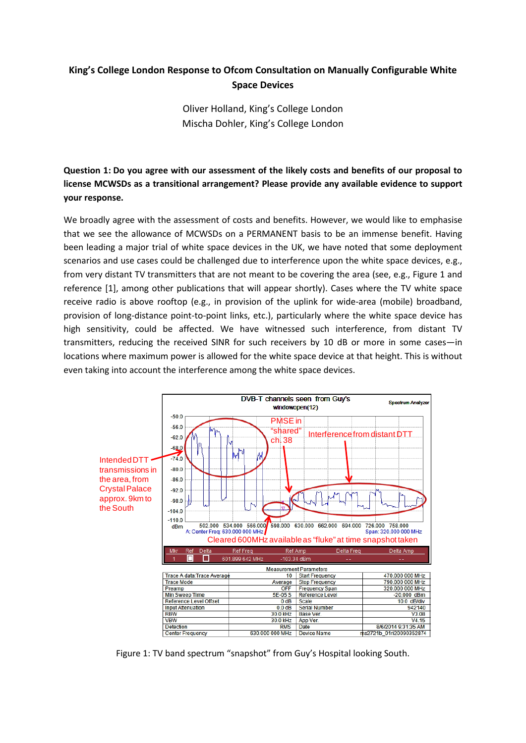# King's College London Response to Ofcom Consultation on Manually Configurable White Space Devices

Oliver Holland, King's College London
Mischa Dohler, King's College London

**Question 1: Do you agree with our assessment of the likely costs and benefits of our proposal to license MCWSDs as a transitional arrangement? Please provide any available evidence to support your response.**

We broadly agree with the assessment of costs and benefits. However, we would like to emphasise that we see the allowance of MCWSDs on a PERMANENT basis to be an immense benefit. Having been leading a major trial of white space devices in the UK, we have noted that some deployment scenarios and use cases could be challenged due to interference upon the white space devices, e.g., from very distant TV transmitters that are not meant to be covering the area (see, e.g., Figure 1 and reference [1], among other publications that will appear shortly). Cases where the TV white space receive radio is above rooftop (e.g., in provision of the uplink for wide-area (mobile) broadband, provision of long-distance point-to-point links, etc.), particularly where the white space device has high sensitivity, could be affected. We have witnessed such interference, from distant TV transmitters, reducing the received SINR for such receivers by 10 dB or more in some cases—in locations where maximum power is allowed for the white space device at that height. This is without even taking into account the interference among the white space devices.

Figure 1: TV band spectrum "snapshot" from Guy's Hospital looking South.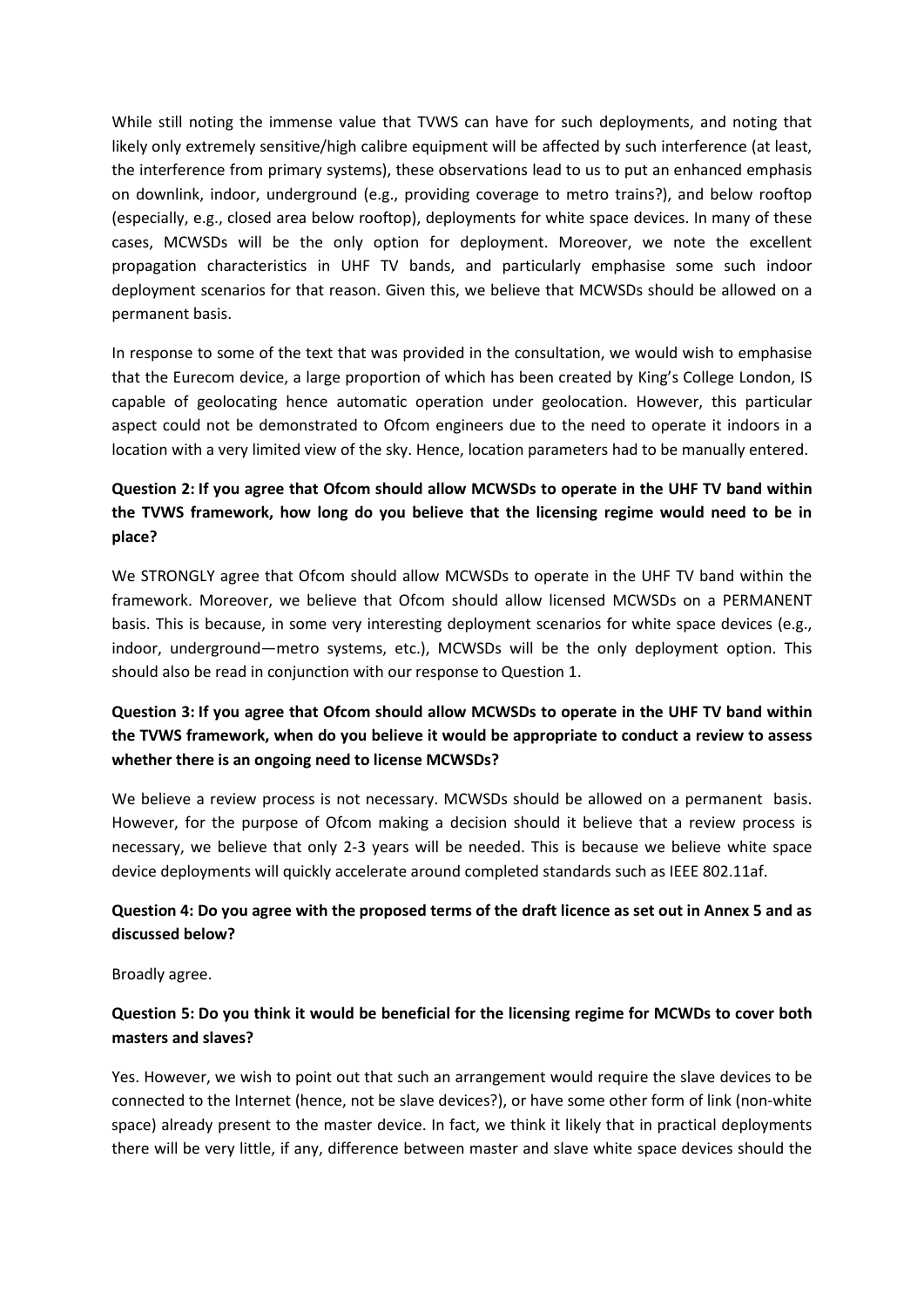While still noting the immense value that TVWS can have for such deployments, and noting that likely only extremely sensitive/high calibre equipment will be affected by such interference (at least, the interference from primary systems), these observations lead to us to put an enhanced emphasis on downlink, indoor, underground (e.g., providing coverage to metro trains?), and below rooftop (especially, e.g., closed area below rooftop), deployments for white space devices. In many of these cases, MCWSDs will be the only option for deployment. Moreover, we note the excellent propagation characteristics in UHF TV bands, and particularly emphasise some such indoor deployment scenarios for that reason. Given this, we believe that MCWSDs should be allowed on a permanent basis.

In response to some of the text that was provided in the consultation, we would wish to emphasise that the Eurecom device, a large proportion of which has been created by King's College London, IS capable of geolocating hence automatic operation under geolocation. However, this particular aspect could not be demonstrated to Ofcom engineers due to the need to operate it indoors in a location with a very limited view of the sky. Hence, location parameters had to be manually entered.

**Question 2: If you agree that Ofcom should allow MCWSDs to operate in the UHF TV band within the TVWS framework, how long do you believe that the licensing regime would need to be in place?**

We STRONGLY agree that Ofcom should allow MCWSDs to operate in the UHF TV band within the framework. Moreover, we believe that Ofcom should allow licensed MCWSDs on a PERMANENT basis. This is because, in some very interesting deployment scenarios for white space devices (e.g., indoor, underground—metro systems, etc.), MCWSDs will be the only deployment option. This should also be read in conjunction with our response to Question 1.

**Question 3: If you agree that Ofcom should allow MCWSDs to operate in the UHF TV band within the TVWS framework, when do you believe it would be appropriate to conduct a review to assess whether there is an ongoing need to license MCWSDs?**

We believe a review process is not necessary. MCWSDs should be allowed on a permanent basis. However, for the purpose of Ofcom making a decision should it believe that a review process is necessary, we believe that only 2-3 years will be needed. This is because we believe white space device deployments will quickly accelerate around completed standards such as IEEE 802.11af.

**Question 4: Do you agree with the proposed terms of the draft licence as set out in Annex 5 and as discussed below?**

Broadly agree.

**Question 5: Do you think it would be beneficial for the licensing regime for MCWDs to cover both masters and slaves?**

Yes. However, we wish to point out that such an arrangement would require the slave devices to be connected to the Internet (hence, not be slave devices?), or have some other form of link (non-white space) already present to the master device. In fact, we think it likely that in practical deployments there will be very little, if any, difference between master and slave white space devices should the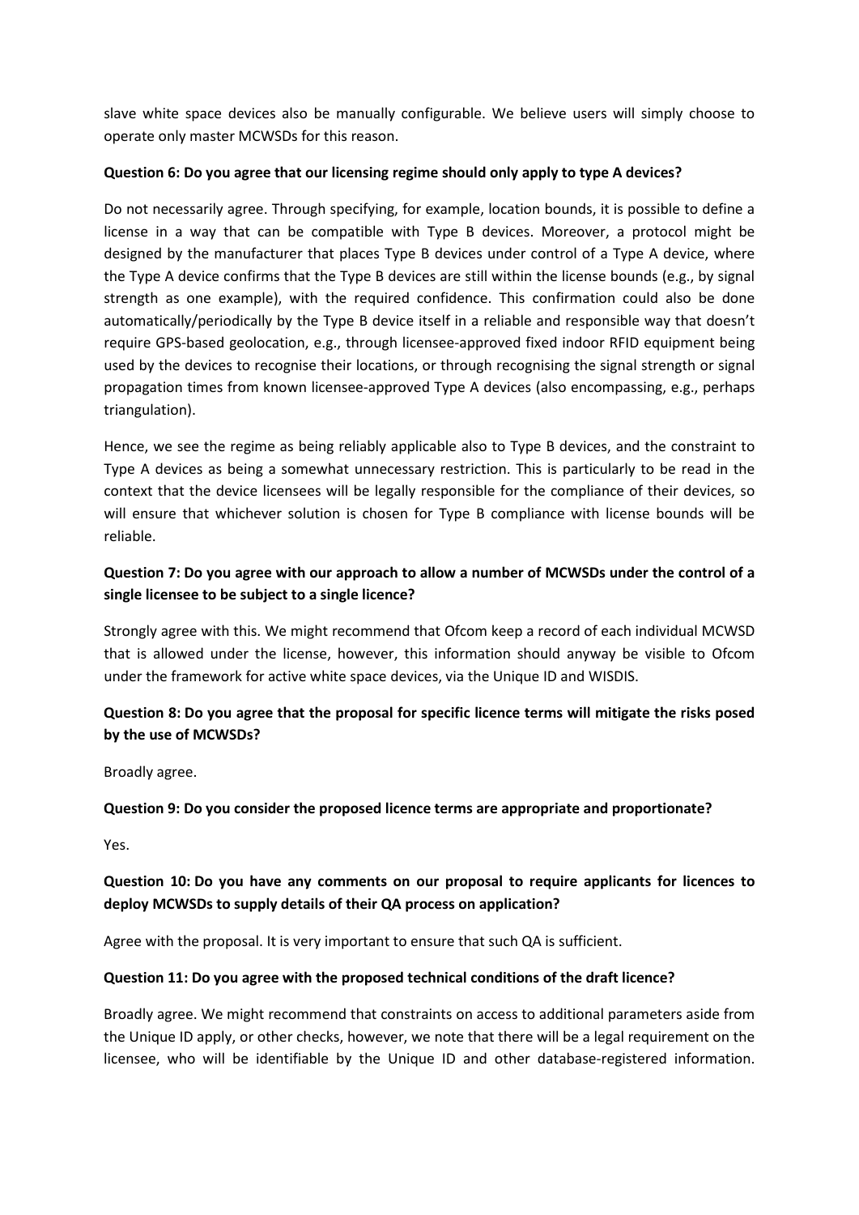slave white space devices also be manually configurable. We believe users will simply choose to operate only master MCWSDs for this reason.

**Question 6: Do you agree that our licensing regime should only apply to type A devices?**

Do not necessarily agree. Through specifying, for example, location bounds, it is possible to define a license in a way that can be compatible with Type B devices. Moreover, a protocol might be designed by the manufacturer that places Type B devices under control of a Type A device, where the Type A device confirms that the Type B devices are still within the license bounds (e.g., by signal strength as one example), with the required confidence. This confirmation could also be done automatically/periodically by the Type B device itself in a reliable and responsible way that doesn't require GPS-based geolocation, e.g., through licensee-approved fixed indoor RFID equipment being used by the devices to recognise their locations, or through recognising the signal strength or signal propagation times from known licensee-approved Type A devices (also encompassing, e.g., perhaps triangulation).

Hence, we see the regime as being reliably applicable also to Type B devices, and the constraint to Type A devices as being a somewhat unnecessary restriction. This is particularly to be read in the context that the device licensees will be legally responsible for the compliance of their devices, so will ensure that whichever solution is chosen for Type B compliance with license bounds will be reliable.

**Question 7: Do you agree with our approach to allow a number of MCWSDs under the control of a single licensee to be subject to a single licence?**

Strongly agree with this. We might recommend that Ofcom keep a record of each individual MCWSD that is allowed under the license, however, this information should anyway be visible to Ofcom under the framework for active white space devices, via the Unique ID and WISDIS.

**Question 8: Do you agree that the proposal for specific licence terms will mitigate the risks posed by the use of MCWSDs?**

Broadly agree.

**Question 9: Do you consider the proposed licence terms are appropriate and proportionate?**

Yes.

**Question 10: Do you have any comments on our proposal to require applicants for licences to deploy MCWSDs to supply details of their QA process on application?**

Agree with the proposal. It is very important to ensure that such QA is sufficient.

**Question 11: Do you agree with the proposed technical conditions of the draft licence?**

Broadly agree. We might recommend that constraints on access to additional parameters aside from the Unique ID apply, or other checks, however, we note that there will be a legal requirement on the licensee, who will be identifiable by the Unique ID and other database-registered information.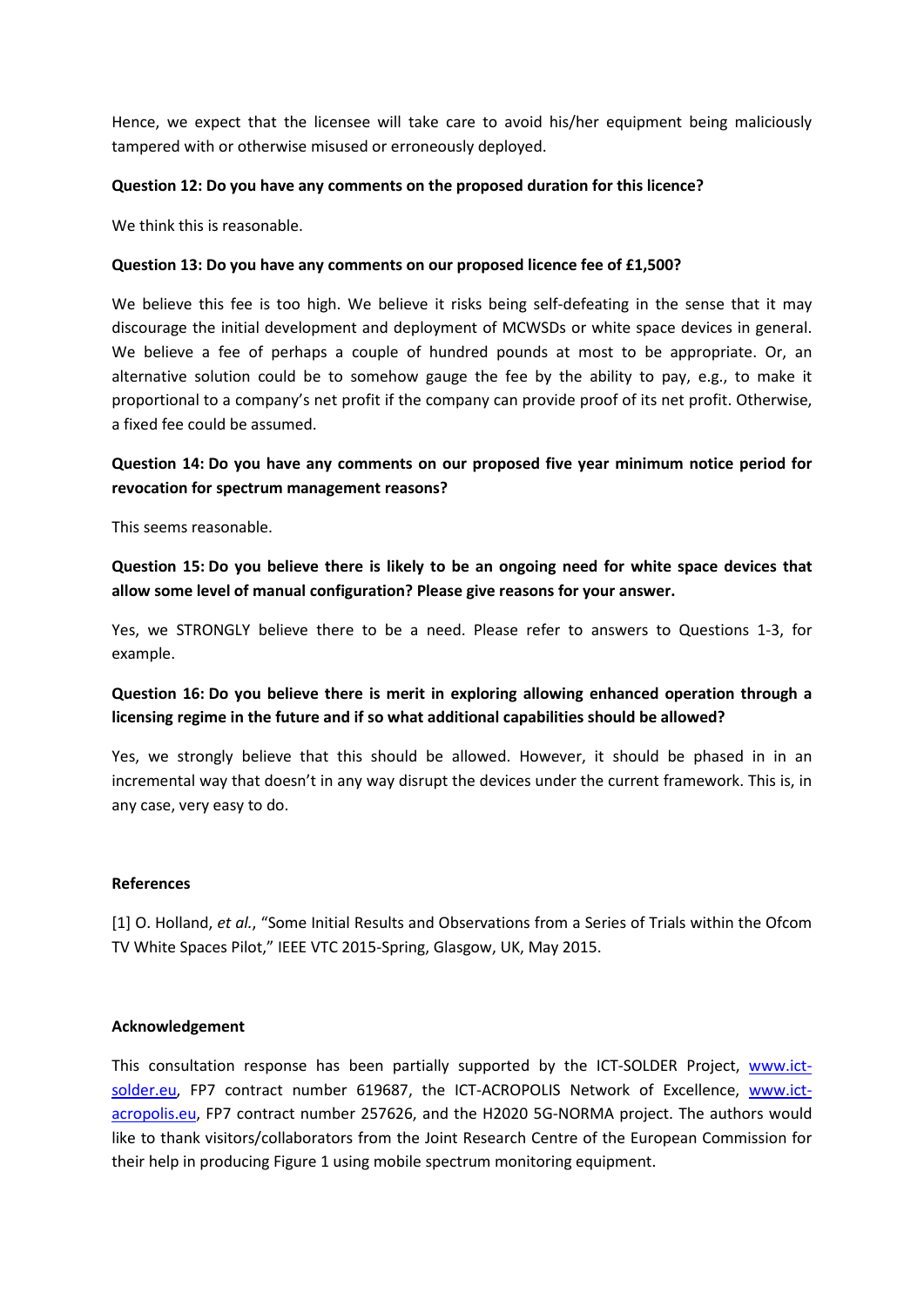Hence, we expect that the licensee will take care to avoid his/her equipment being maliciously tampered with or otherwise misused or erroneously deployed.

**Question 12: Do you have any comments on the proposed duration for this licence?**

We think this is reasonable.

**Question 13: Do you have any comments on our proposed licence fee of £1,500?**

We believe this fee is too high. We believe it risks being self-defeating in the sense that it may discourage the initial development and deployment of MCWSDs or white space devices in general. We believe a fee of perhaps a couple of hundred pounds at most to be appropriate. Or, an alternative solution could be to somehow gauge the fee by the ability to pay, e.g., to make it proportional to a company's net profit if the company can provide proof of its net profit. Otherwise, a fixed fee could be assumed.

**Question 14: Do you have any comments on our proposed five year minimum notice period for revocation for spectrum management reasons?**

This seems reasonable.

**Question 15: Do you believe there is likely to be an ongoing need for white space devices that allow some level of manual configuration? Please give reasons for your answer.**

Yes, we STRONGLY believe there to be a need. Please refer to answers to Questions 1-3, for example.

**Question 16: Do you believe there is merit in exploring allowing enhanced operation through a licensing regime in the future and if so what additional capabilities should be allowed?**

Yes, we strongly believe that this should be allowed. However, it should be phased in in an incremental way that doesn't in any way disrupt the devices under the current framework. This is, in any case, very easy to do.

**References**

[1] O. Holland, *et al.*, "Some Initial Results and Observations from a Series of Trials within the Ofcom TV White Spaces Pilot," IEEE VTC 2015-Spring, Glasgow, UK, May 2015.

**Acknowledgement**

This consultation response has been partially supported by the ICT-SOLDER Project, www.ict-solder.eu, FP7 contract number 619687, the ICT-ACROPOLIS Network of Excellence, www.ict-acropolis.eu, FP7 contract number 257626, and the H2020 5G-NORMA project. The authors would like to thank visitors/collaborators from the Joint Research Centre of the European Commission for their help in producing Figure 1 using mobile spectrum monitoring equipment.